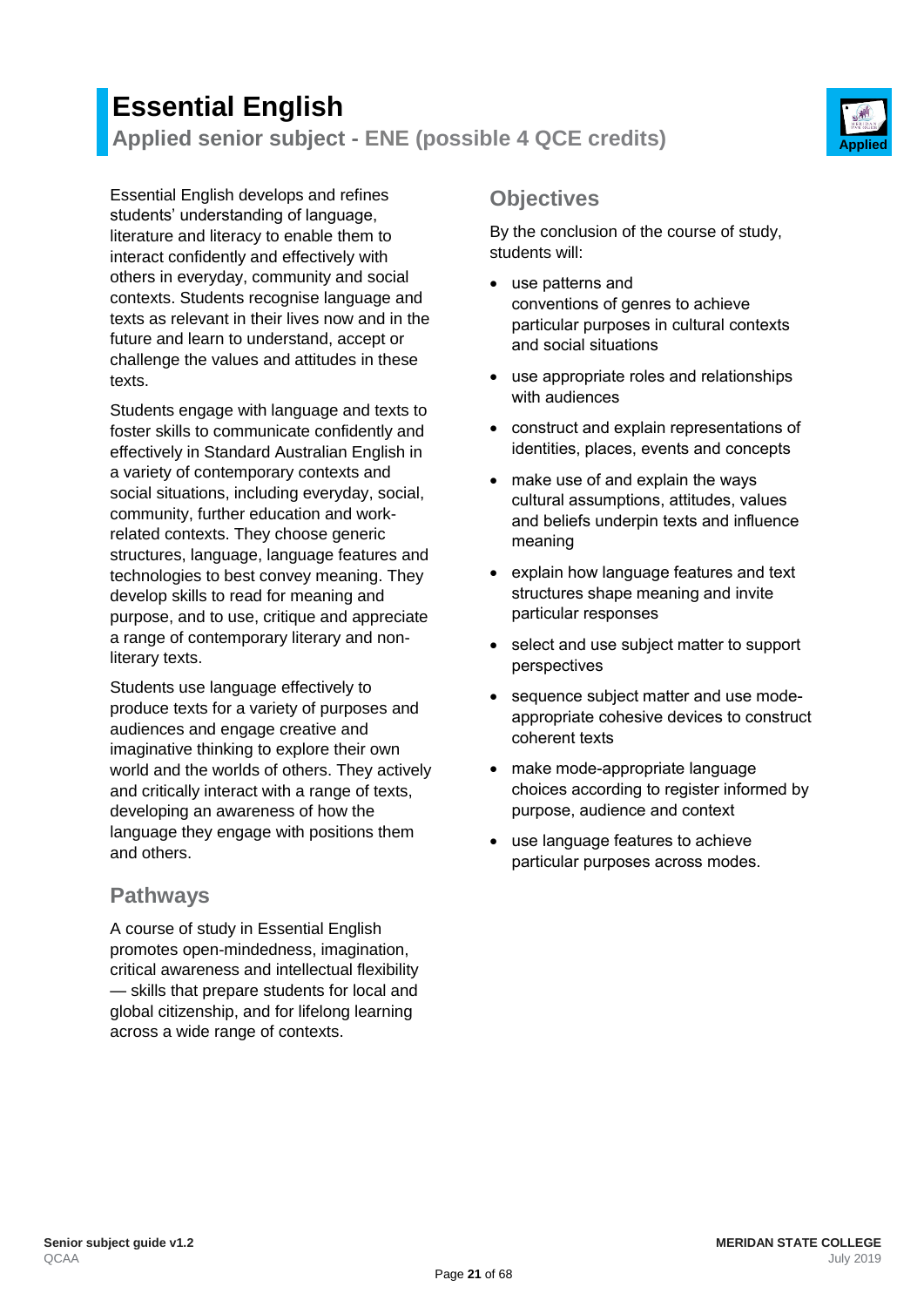# Essential English

## Applied senior subject - ENE (possible 4 QCE credits)

Applied

Essential English develops and refines students' understanding of language, literature and literacy to enable them to interact confidently and effectively with others in everyday, community and social contexts. Students recognise language and texts as relevant in their lives now and in the future and learn to understand, accept or challenge the values and attitudes in these texts.

Students engage with language and texts to foster skills to communicate confidently and effectively in Standard Australian English in a variety of contemporary contexts and social situations, including everyday, social, community, further education and work-related contexts. They choose generic structures, language, language features and technologies to best convey meaning. They develop skills to read for meaning and purpose, and to use, critique and appreciate a range of contemporary literary and non-literary texts.

Students use language effectively to produce texts for a variety of purposes and audiences and engage creative and imaginative thinking to explore their own world and the worlds of others. They actively and critically interact with a range of texts, developing an awareness of how the language they engage with positions them and others.

## Pathways

A course of study in Essential English promotes open-mindedness, imagination, critical awareness and intellectual flexibility — skills that prepare students for local and global citizenship, and for lifelong learning across a wide range of contexts.

## Objectives

By the conclusion of the course of study, students will:

- use patterns and conventions of genres to achieve particular purposes in cultural contexts and social situations
- use appropriate roles and relationships with audiences
- construct and explain representations of identities, places, events and concepts
- make use of and explain the ways cultural assumptions, attitudes, values and beliefs underpin texts and influence meaning
- explain how language features and text structures shape meaning and invite particular responses
- select and use subject matter to support perspectives
- sequence subject matter and use mode-appropriate cohesive devices to construct coherent texts
- make mode-appropriate language choices according to register informed by purpose, audience and context
- use language features to achieve particular purposes across modes.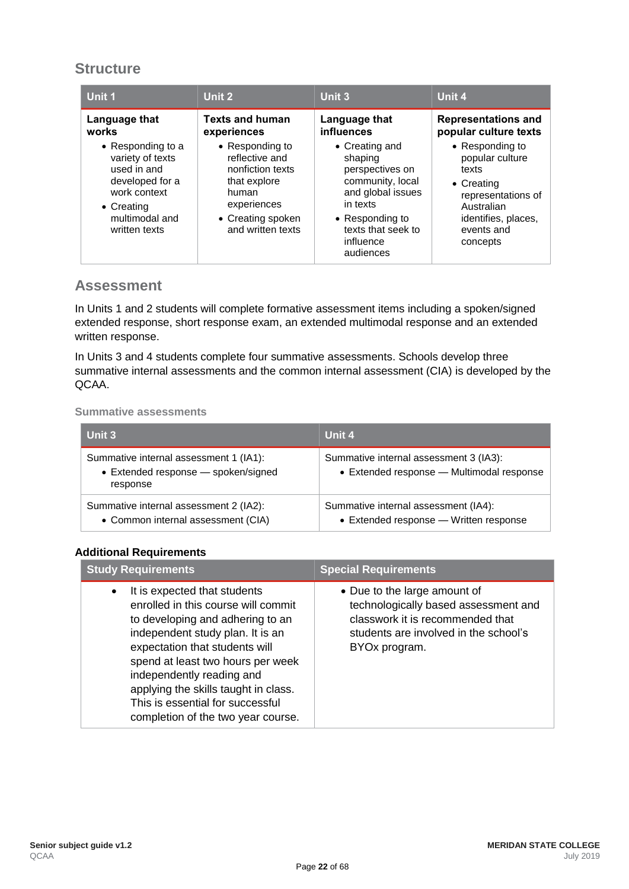## Structure

| Unit 1 | Unit 2 | Unit 3 | Unit 4 |
| --- | --- | --- | --- |
| **Language that works**<br>• Responding to a variety of texts used in and developed for a work context<br>• Creating multimodal and written texts | **Texts and human experiences**<br>• Responding to reflective and nonfiction texts that explore human experiences<br>• Creating spoken and written texts | **Language that influences**<br>• Creating and shaping perspectives on community, local and global issues in texts<br>• Responding to texts that seek to influence audiences | **Representations and popular culture texts**<br>• Responding to popular culture texts<br>• Creating representations of Australian identifies, places, events and concepts |

## Assessment

In Units 1 and 2 students will complete formative assessment items including a spoken/signed extended response, short response exam, an extended multimodal response and an extended written response.

In Units 3 and 4 students complete four summative assessments. Schools develop three summative internal assessments and the common internal assessment (CIA) is developed by the QCAA.

### Summative assessments

| Unit 3 | Unit 4 |
| --- | --- |
| Summative internal assessment 1 (IA1):<br>• Extended response — spoken/signed response | Summative internal assessment 3 (IA3):<br>• Extended response — Multimodal response |
| Summative internal assessment 2 (IA2):<br>• Common internal assessment (CIA) | Summative internal assessment (IA4):<br>• Extended response — Written response |

### Additional Requirements

| Study Requirements | Special Requirements |
| --- | --- |
| • It is expected that students enrolled in this course will commit to developing and adhering to an independent study plan. It is an expectation that students will spend at least two hours per week independently reading and applying the skills taught in class. This is essential for successful completion of the two year course. | • Due to the large amount of technologically based assessment and classwork it is recommended that students are involved in the school's BYOx program. |